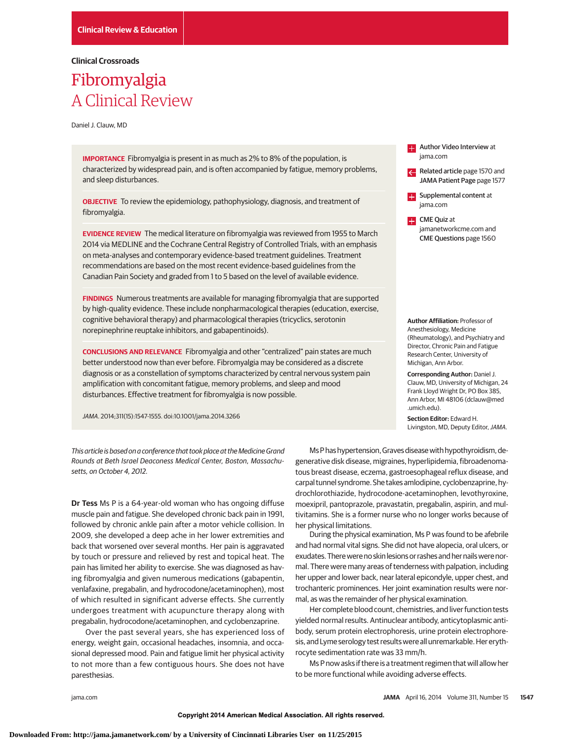Clinical Review & Education

**Clinical Crossroads**

# Fibromyalgia
## A Clinical Review

Daniel J. Clauw, MD

**IMPORTANCE** Fibromyalgia is present in as much as 2% to 8% of the population, is characterized by widespread pain, and is often accompanied by fatigue, memory problems, and sleep disturbances.

**OBJECTIVE** To review the epidemiology, pathophysiology, diagnosis, and treatment of fibromyalgia.

**EVIDENCE REVIEW** The medical literature on fibromyalgia was reviewed from 1955 to March 2014 via MEDLINE and the Cochrane Central Registry of Controlled Trials, with an emphasis on meta-analyses and contemporary evidence-based treatment guidelines. Treatment recommendations are based on the most recent evidence-based guidelines from the Canadian Pain Society and graded from 1 to 5 based on the level of available evidence.

**FINDINGS** Numerous treatments are available for managing fibromyalgia that are supported by high-quality evidence. These include nonpharmacological therapies (education, exercise, cognitive behavioral therapy) and pharmacological therapies (tricyclics, serotonin norepinephrine reuptake inhibitors, and gabapentinoids).

**CONCLUSIONS AND RELEVANCE** Fibromyalgia and other "centralized" pain states are much better understood now than ever before. Fibromyalgia may be considered as a discrete diagnosis or as a constellation of symptoms characterized by central nervous system pain amplification with concomitant fatigue, memory problems, and sleep and mood disturbances. Effective treatment for fibromyalgia is now possible.

*JAMA*. 2014;311(15):1547-1555. doi:10.1001/jama.2014.3266

**Author Video Interview** at jama.com

**Related article** page 1570 and **JAMA Patient Page** page 1577

**Supplemental content** at jama.com

**CME Quiz** at jamanetworkcme.com and **CME Questions** page 1560

**Author Affiliation:** Professor of Anesthesiology, Medicine (Rheumatology), and Psychiatry and Director, Chronic Pain and Fatigue Research Center, University of Michigan, Ann Arbor.

**Corresponding Author:** Daniel J. Clauw, MD, University of Michigan, 24 Frank Lloyd Wright Dr, PO Box 385, Ann Arbor, MI 48106 (dclauw@med.umich.edu).

**Section Editor:** Edward H. Livingston, MD, Deputy Editor, *JAMA*.

*This article is based on a conference that took place at the Medicine Grand Rounds at Beth Israel Deaconess Medical Center, Boston, Massachusetts, on October 4, 2012.*

**Dr Tess** Ms P is a 64-year-old woman who has ongoing diffuse muscle pain and fatigue. She developed chronic back pain in 1991, followed by chronic ankle pain after a motor vehicle collision. In 2009, she developed a deep ache in her lower extremities and back that worsened over several months. Her pain is aggravated by touch or pressure and relieved by rest and topical heat. The pain has limited her ability to exercise. She was diagnosed as having fibromyalgia and given numerous medications (gabapentin, venlafaxine, pregabalin, and hydrocodone/acetaminophen), most of which resulted in significant adverse effects. She currently undergoes treatment with acupuncture therapy along with pregabalin, hydrocodone/acetaminophen, and cyclobenzaprine.

Over the past several years, she has experienced loss of energy, weight gain, occasional headaches, insomnia, and occasional depressed mood. Pain and fatigue limit her physical activity to not more than a few contiguous hours. She does not have paresthesias.

Ms P has hypertension, Graves disease with hypothyroidism, degenerative disk disease, migraines, hyperlipidemia, fibroadenomatous breast disease, eczema, gastroesophageal reflux disease, and carpal tunnel syndrome. She takes amlodipine, cyclobenzaprine, hydrochlorothiazide, hydrocodone-acetaminophen, levothyroxine, moexipril, pantoprazole, pravastatin, pregabalin, aspirin, and multivitamins. She is a former nurse who no longer works because of her physical limitations.

During the physical examination, Ms P was found to be afebrile and had normal vital signs. She did not have alopecia, oral ulcers, or exudates. There were no skin lesions or rashes and her nails were normal. There were many areas of tenderness with palpation, including her upper and lower back, near lateral epicondyle, upper chest, and trochanteric prominences. Her joint examination results were normal, as was the remainder of her physical examination.

Her complete blood count, chemistries, and liver function tests yielded normal results. Antinuclear antibody, anticytoplasmic antibody, serum protein electrophoresis, urine protein electrophoresis, and Lyme serology test results were all unremarkable. Her erythrocyte sedimentation rate was 33 mm/h.

Ms P now asks if there is a treatment regimen that will allow her to be more functional while avoiding adverse effects.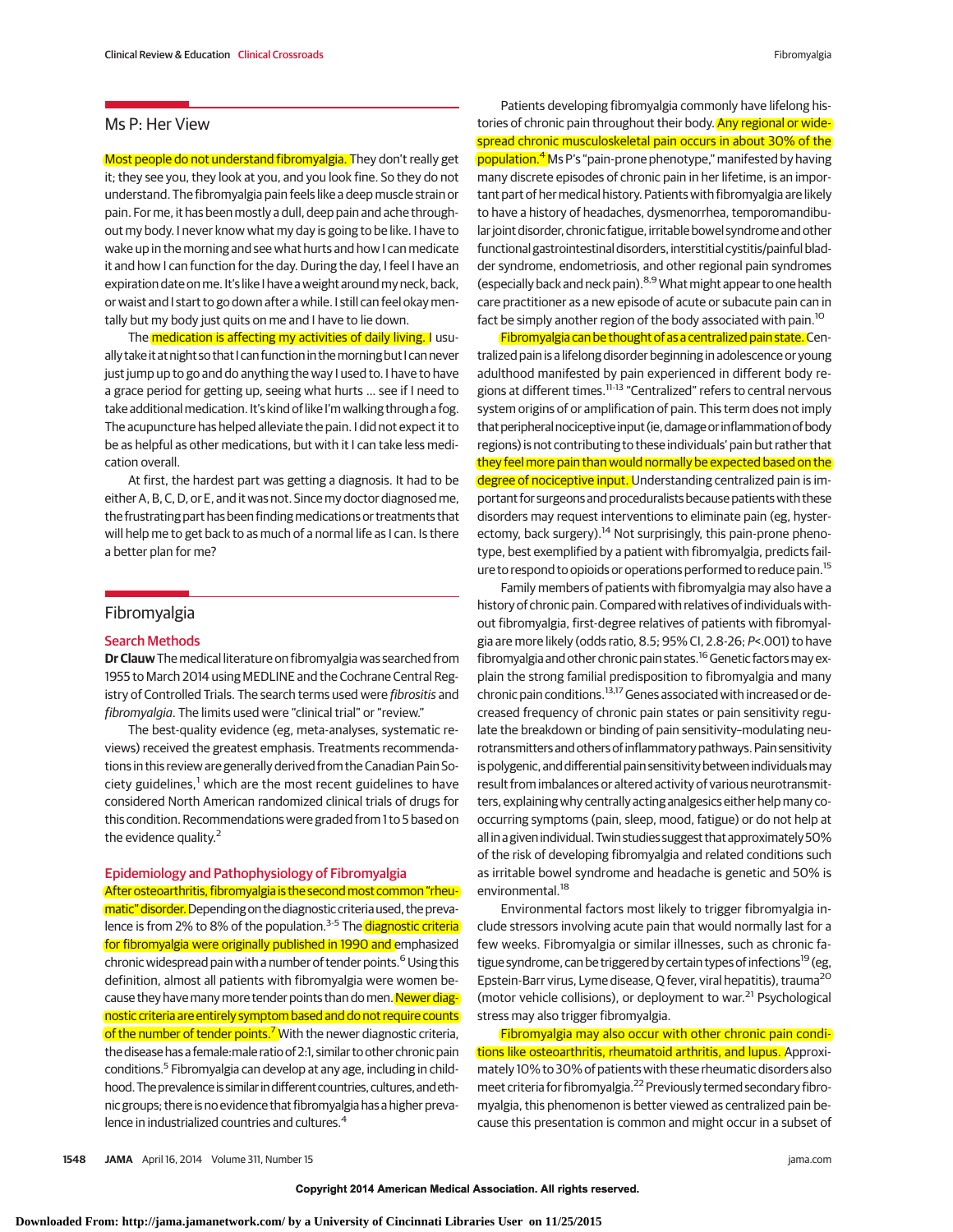## Ms P: Her View

Most people do not understand fibromyalgia. They don't really get it; they see you, they look at you, and you look fine. So they do not understand. The fibromyalgia pain feels like a deep muscle strain or pain. For me, it has been mostly a dull, deep pain and ache throughout my body. I never know what my day is going to be like. I have to wake up in the morning and see what hurts and how I can medicate it and how I can function for the day. During the day, I feel I have an expiration date on me. It's like I have a weight around my neck, back, or waist and I start to go down after a while. I still can feel okay mentally but my body just quits on me and I have to lie down.

The medication is affecting my activities of daily living. I usually take it at night so that I can function in the morning but I can never just jump up to go and do anything the way I used to. I have to have a grace period for getting up, seeing what hurts ... see if I need to take additional medication. It's kind of like I'm walking through a fog. The acupuncture has helped alleviate the pain. I did not expect it to be as helpful as other medications, but with it I can take less medication overall.

At first, the hardest part was getting a diagnosis. It had to be either A, B, C, D, or E, and it was not. Since my doctor diagnosed me, the frustrating part has been finding medications or treatments that will help me to get back to as much of a normal life as I can. Is there a better plan for me?

## Fibromyalgia

### Search Methods

**Dr Clauw** The medical literature on fibromyalgia was searched from 1955 to March 2014 using MEDLINE and the Cochrane Central Registry of Controlled Trials. The search terms used were *fibrositis* and *fibromyalgia*. The limits used were "clinical trial" or "review."

The best-quality evidence (eg, meta-analyses, systematic reviews) received the greatest emphasis. Treatments recommendations in this review are generally derived from the Canadian Pain Society guidelines,[1] which are the most recent guidelines to have considered North American randomized clinical trials of drugs for this condition. Recommendations were graded from 1 to 5 based on the evidence quality.[2]

### Epidemiology and Pathophysiology of Fibromyalgia

After osteoarthritis, fibromyalgia is the second most common "rheumatic" disorder. Depending on the diagnostic criteria used, the prevalence is from 2% to 8% of the population.[3-5] The diagnostic criteria for fibromyalgia were originally published in 1990 and emphasized chronic widespread pain with a number of tender points.[6] Using this definition, almost all patients with fibromyalgia were women because they have many more tender points than do men. Newer diagnostic criteria are entirely symptom based and do not require counts of the number of tender points.[7] With the newer diagnostic criteria, the disease has a female:male ratio of 2:1, similar to other chronic pain conditions.[5] Fibromyalgia can develop at any age, including in childhood. The prevalence is similar in different countries, cultures, and ethnic groups; there is no evidence that fibromyalgia has a higher prevalence in industrialized countries and cultures.[4]

Patients developing fibromyalgia commonly have lifelong histories of chronic pain throughout their body. Any regional or widespread chronic musculoskeletal pain occurs in about 30% of the population.[4] Ms P's "pain-prone phenotype," manifested by having many discrete episodes of chronic pain in her lifetime, is an important part of her medical history. Patients with fibromyalgia are likely to have a history of headaches, dysmenorrhea, temporomandibular joint disorder, chronic fatigue, irritable bowel syndrome and other functional gastrointestinal disorders, interstitial cystitis/painful bladder syndrome, endometriosis, and other regional pain syndromes (especially back and neck pain).[8,9] What might appear to one health care practitioner as a new episode of acute or subacute pain can in fact be simply another region of the body associated with pain.[10]

Fibromyalgia can be thought of as a centralized pain state. Centralized pain is a lifelong disorder beginning in adolescence or young adulthood manifested by pain experienced in different body regions at different times.[11-13] "Centralized" refers to central nervous system origins of or amplification of pain. This term does not imply that peripheral nociceptive input (ie, damage or inflammation of body regions) is not contributing to these individuals' pain but rather that they feel more pain than would normally be expected based on the degree of nociceptive input. Understanding centralized pain is important for surgeons and proceduralists because patients with these disorders may request interventions to eliminate pain (eg, hysterectomy, back surgery).[14] Not surprisingly, this pain-prone phenotype, best exemplified by a patient with fibromyalgia, predicts failure to respond to opioids or operations performed to reduce pain.[15]

Family members of patients with fibromyalgia may also have a history of chronic pain. Compared with relatives of individuals without fibromyalgia, first-degree relatives of patients with fibromyalgia are more likely (odds ratio, 8.5; 95% CI, 2.8-26; $P<.001$) to have fibromyalgia and other chronic pain states.[16] Genetic factors may explain the strong familial predisposition to fibromyalgia and many chronic pain conditions.[13,17] Genes associated with increased or decreased frequency of chronic pain states or pain sensitivity regulate the breakdown or binding of pain sensitivity–modulating neurotransmitters and others of inflammatory pathways. Pain sensitivity is polygenic, and differential pain sensitivity between individuals may result from imbalances or altered activity of various neurotransmitters, explaining why centrally acting analgesics either help many co-occurring symptoms (pain, sleep, mood, fatigue) or do not help at all in a given individual. Twin studies suggest that approximately 50% of the risk of developing fibromyalgia and related conditions such as irritable bowel syndrome and headache is genetic and 50% is environmental.[18]

Environmental factors most likely to trigger fibromyalgia include stressors involving acute pain that would normally last for a few weeks. Fibromyalgia or similar illnesses, such as chronic fatigue syndrome, can be triggered by certain types of infections[19] (eg, Epstein-Barr virus, Lyme disease, Q fever, viral hepatitis), trauma[20] (motor vehicle collisions), or deployment to war.[21] Psychological stress may also trigger fibromyalgia.

Fibromyalgia may also occur with other chronic pain conditions like osteoarthritis, rheumatoid arthritis, and lupus. Approximately 10% to 30% of patients with these rheumatic disorders also meet criteria for fibromyalgia.[22] Previously termed secondary fibromyalgia, this phenomenon is better viewed as centralized pain because this presentation is common and might occur in a subset of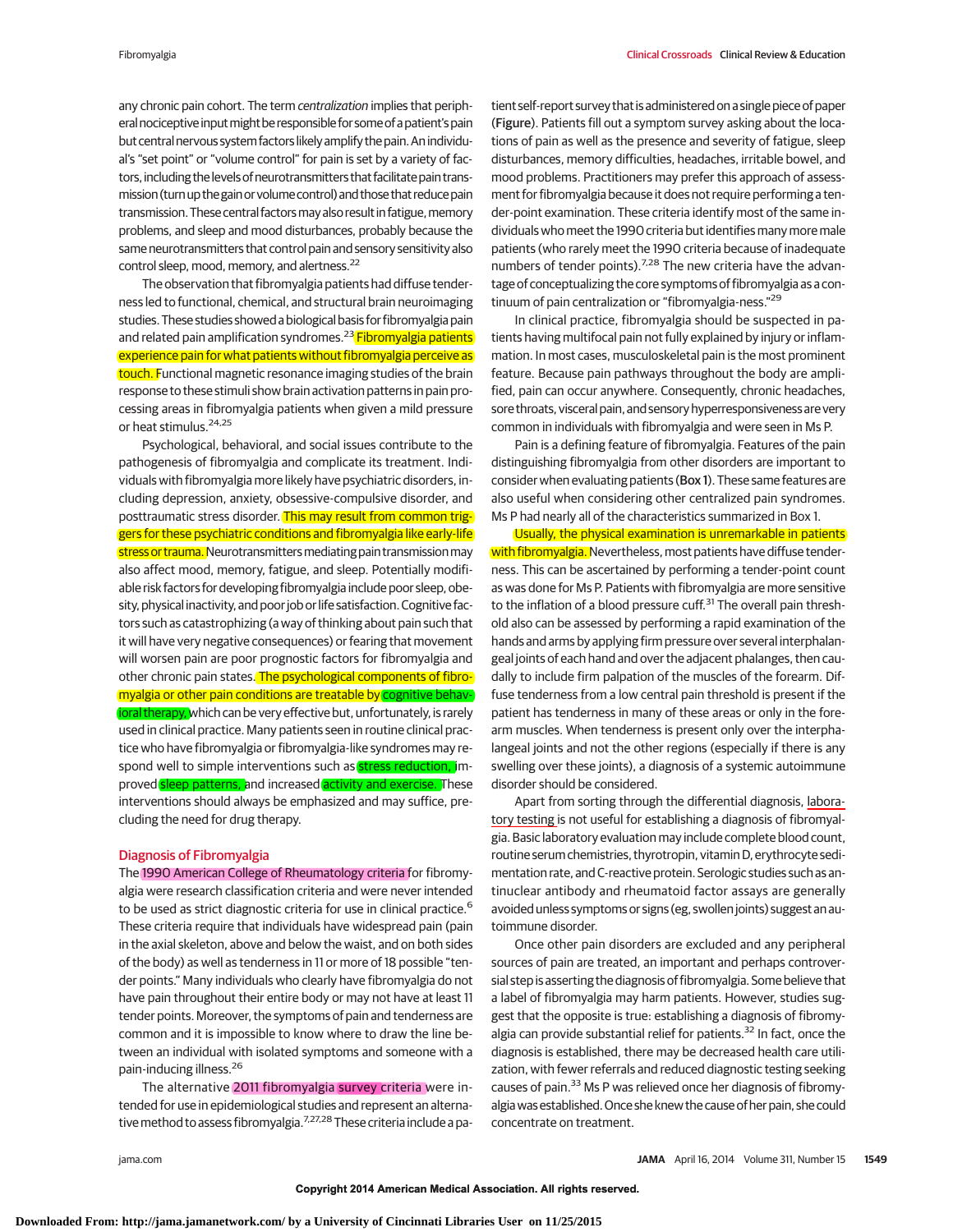any chronic pain cohort. The term *centralization* implies that peripheral nociceptive input might be responsible for some of a patient's pain but central nervous system factors likely amplify the pain. An individual's "set point" or "volume control" for pain is set by a variety of factors, including the levels of neurotransmitters that facilitate pain transmission (turn up the gain or volume control) and those that reduce pain transmission. These central factors may also result in fatigue, memory problems, and sleep and mood disturbances, probably because the same neurotransmitters that control pain and sensory sensitivity also control sleep, mood, memory, and alertness.[22]

The observation that fibromyalgia patients had diffuse tenderness led to functional, chemical, and structural brain neuroimaging studies. These studies showed a biological basis for fibromyalgia pain and related pain amplification syndromes.[23] Fibromyalgia patients experience pain for what patients without fibromyalgia perceive as touch. Functional magnetic resonance imaging studies of the brain response to these stimuli show brain activation patterns in pain processing areas in fibromyalgia patients when given a mild pressure or heat stimulus.[24,25]

Psychological, behavioral, and social issues contribute to the pathogenesis of fibromyalgia and complicate its treatment. Individuals with fibromyalgia more likely have psychiatric disorders, including depression, anxiety, obsessive-compulsive disorder, and posttraumatic stress disorder. This may result from common triggers for these psychiatric conditions and fibromyalgia like early-life stress or trauma. Neurotransmitters mediating pain transmission may also affect mood, memory, fatigue, and sleep. Potentially modifiable risk factors for developing fibromyalgia include poor sleep, obesity, physical inactivity, and poor job or life satisfaction. Cognitive factors such as catastrophizing (a way of thinking about pain such that it will have very negative consequences) or fearing that movement will worsen pain are poor prognostic factors for fibromyalgia and other chronic pain states. The psychological components of fibromyalgia or other pain conditions are treatable by cognitive behavioral therapy, which can be very effective but, unfortunately, is rarely used in clinical practice. Many patients seen in routine clinical practice who have fibromyalgia or fibromyalgia-like syndromes may respond well to simple interventions such as stress reduction, improved sleep patterns, and increased activity and exercise. These interventions should always be emphasized and may suffice, precluding the need for drug therapy.

## Diagnosis of Fibromyalgia

The 1990 American College of Rheumatology criteria for fibromyalgia were research classification criteria and were never intended to be used as strict diagnostic criteria for use in clinical practice.[6] These criteria require that individuals have widespread pain (pain in the axial skeleton, above and below the waist, and on both sides of the body) as well as tenderness in 11 or more of 18 possible "tender points." Many individuals who clearly have fibromyalgia do not have pain throughout their entire body or may not have at least 11 tender points. Moreover, the symptoms of pain and tenderness are common and it is impossible to know where to draw the line between an individual with isolated symptoms and someone with a pain-inducing illness.[26]

The alternative 2011 fibromyalgia survey criteria were intended for use in epidemiological studies and represent an alternative method to assess fibromyalgia.[7,27,28] These criteria include a patient self-report survey that is administered on a single piece of paper (**Figure**). Patients fill out a symptom survey asking about the locations of pain as well as the presence and severity of fatigue, sleep disturbances, memory difficulties, headaches, irritable bowel, and mood problems. Practitioners may prefer this approach of assessment for fibromyalgia because it does not require performing a tender-point examination. These criteria identify most of the same individuals who meet the 1990 criteria but identifies many more male patients (who rarely meet the 1990 criteria because of inadequate numbers of tender points).[7,28] The new criteria have the advantage of conceptualizing the core symptoms of fibromyalgia as a continuum of pain centralization or "fibromyalgia-ness."[29]

In clinical practice, fibromyalgia should be suspected in patients having multifocal pain not fully explained by injury or inflammation. In most cases, musculoskeletal pain is the most prominent feature. Because pain pathways throughout the body are amplified, pain can occur anywhere. Consequently, chronic headaches, sore throats, visceral pain, and sensory hyperresponsiveness are very common in individuals with fibromyalgia and were seen in Ms P.

Pain is a defining feature of fibromyalgia. Features of the pain distinguishing fibromyalgia from other disorders are important to consider when evaluating patients (**Box 1**). These same features are also useful when considering other centralized pain syndromes. Ms P had nearly all of the characteristics summarized in Box 1.

Usually, the physical examination is unremarkable in patients with fibromyalgia. Nevertheless, most patients have diffuse tenderness. This can be ascertained by performing a tender-point count as was done for Ms P. Patients with fibromyalgia are more sensitive to the inflation of a blood pressure cuff.[31] The overall pain threshold also can be assessed by performing a rapid examination of the hands and arms by applying firm pressure over several interphalangeal joints of each hand and over the adjacent phalanges, then caudally to include firm palpation of the muscles of the forearm. Diffuse tenderness from a low central pain threshold is present if the patient has tenderness in many of these areas or only in the forearm muscles. When tenderness is present only over the interphalangeal joints and not the other regions (especially if there is any swelling over these joints), a diagnosis of a systemic autoimmune disorder should be considered.

Apart from sorting through the differential diagnosis, laboratory testing is not useful for establishing a diagnosis of fibromyalgia. Basic laboratory evaluation may include complete blood count, routine serum chemistries, thyrotropin, vitamin D, erythrocyte sedimentation rate, and C-reactive protein. Serologic studies such as antinuclear antibody and rheumatoid factor assays are generally avoided unless symptoms or signs (eg, swollen joints) suggest an autoimmune disorder.

Once other pain disorders are excluded and any peripheral sources of pain are treated, an important and perhaps controversial step is asserting the diagnosis of fibromyalgia. Some believe that a label of fibromyalgia may harm patients. However, studies suggest that the opposite is true: establishing a diagnosis of fibromyalgia can provide substantial relief for patients.[32] In fact, once the diagnosis is established, there may be decreased health care utilization, with fewer referrals and reduced diagnostic testing seeking causes of pain.[33] Ms P was relieved once her diagnosis of fibromyalgia was established. Once she knew the cause of her pain, she could concentrate on treatment.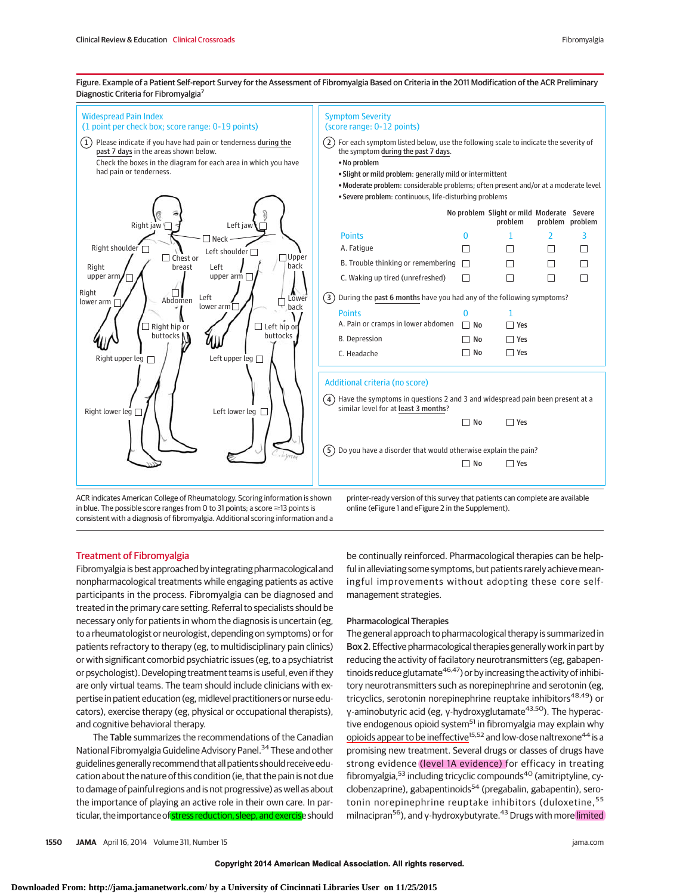**Figure. Example of a Patient Self-report Survey for the Assessment of Fibromyalgia Based on Criteria in the 2011 Modification of the ACR Preliminary Diagnostic Criteria for Fibromyalgia[7]**

**Widespread Pain Index**
(1 point per check box; score range: 0-19 points)

1. Please indicate if you have had pain or tenderness during the past 7 days in the areas shown below.
Check the boxes in the diagram for each area in which you have had pain or tenderness.

☐ Right jaw ☐ Left jaw ☐ Neck ☐ Right shoulder ☐ Left shoulder ☐ Chest or breast ☐ Upper back ☐ Right upper arm ☐ Left upper arm ☐ Right lower arm ☐ Abdomen ☐ Left lower arm ☐ Lower back ☐ Right hip or buttocks ☐ Left hip or buttocks ☐ Right upper leg ☐ Left upper leg ☐ Right lower leg ☐ Left lower leg

**Symptom Severity**
(score range: 0-12 points)

2. For each symptom listed below, use the following scale to indicate the severity of the symptom during the past 7 days.
- No problem
- **Slight or mild problem**: generally mild or intermittent
- **Moderate problem**: considerable problems; often present and/or at a moderate level
- **Severe problem**: continuous, life-disturbing problems

| | No problem | Slight or mild problem | Moderate problem | Severe problem |
|---|---|---|---|---|
| Points | 0 | 1 | 2 | 3 |
| A. Fatigue | ☐ | ☐ | ☐ | ☐ |
| B. Trouble thinking or remembering | ☐ | ☐ | ☐ | ☐ |
| C. Waking up tired (unrefreshed) | ☐ | ☐ | ☐ | ☐ |

3. During the past 6 months have you had any of the following symptoms?

| Points | 0 | 1 |
|---|---|---|
| A. Pain or cramps in lower abdomen | ☐ No | ☐ Yes |
| B. Depression | ☐ No | ☐ Yes |
| C. Headache | ☐ No | ☐ Yes |

**Additional criteria (no score)**

4. Have the symptoms in questions 2 and 3 and widespread pain been present at a similar level for at least 3 months?
☐ No ☐ Yes

5. Do you have a disorder that would otherwise explain the pain?
☐ No ☐ Yes

ACR indicates American College of Rheumatology. Scoring information is shown in blue. The possible score ranges from 0 to 31 points; a score ≥13 points is consistent with a diagnosis of fibromyalgia. Additional scoring information and a printer-ready version of this survey that patients can complete are available online (eFigure 1 and eFigure 2 in the Supplement).

## Treatment of Fibromyalgia

Fibromyalgia is best approached by integrating pharmacological and nonpharmacological treatments while engaging patients as active participants in the process. Fibromyalgia can be diagnosed and treated in the primary care setting. Referral to specialists should be necessary only for patients in whom the diagnosis is uncertain (eg, to a rheumatologist or neurologist, depending on symptoms) or for patients refractory to therapy (eg, to multidisciplinary pain clinics) or with significant comorbid psychiatric issues (eg, to a psychiatrist or psychologist). Developing treatment teams is useful, even if they are only virtual teams. The team should include clinicians with expertise in patient education (eg, midlevel practitioners or nurse educators), exercise therapy (eg, physical or occupational therapists), and cognitive behavioral therapy.

The **Table** summarizes the recommendations of the Canadian National Fibromyalgia Guideline Advisory Panel.[34] These and other guidelines generally recommend that all patients should receive education about the nature of this condition (ie, that the pain is not due to damage of painful regions and is not progressive) as well as about the importance of playing an active role in their own care. In particular, the importance of stress reduction, sleep, and exercise should be continually reinforced. Pharmacological therapies can be helpful in alleviating some symptoms, but patients rarely achieve meaningful improvements without adopting these core self-management strategies.

### Pharmacological Therapies

The general approach to pharmacological therapy is summarized in **Box 2**. Effective pharmacological therapies generally work in part by reducing the activity of facilatory neurotransmitters (eg, gabapentinoids reduce glutamate[46,47]) or by increasing the activity of inhibitory neurotransmitters such as norepinephrine and serotonin (eg, tricyclics, serotonin norepinephrine reuptake inhibitors[48,49]) or γ-aminobutyric acid (eg, γ-hydroxyglutamate[43,50]). The hyperactive endogenous opioid system[51] in fibromyalgia may explain why opioids appear to be ineffective[15,52] and low-dose naltrexone[44] is a promising new treatment. Several drugs or classes of drugs have strong evidence (level 1A evidence) for efficacy in treating fibromyalgia,[53] including tricyclic compounds[40] (amitriptyline, cyclobenzaprine), gabapentinoids[54] (pregabalin, gabapentin), serotonin norepinephrine reuptake inhibitors (duloxetine,[55] milnacipran[56]), and γ-hydroxybutyrate.[43] Drugs with more limited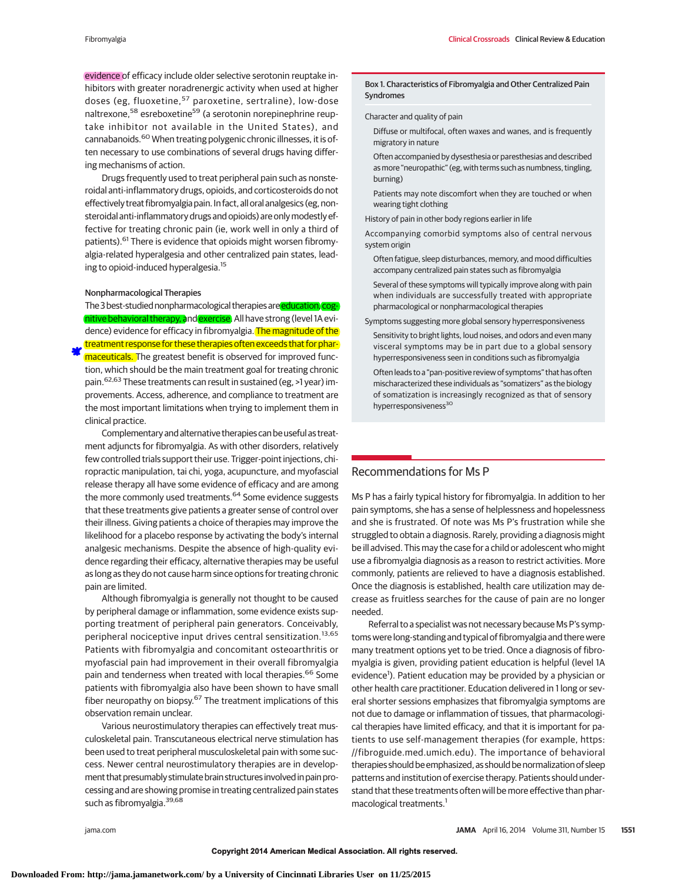evidence of efficacy include older selective serotonin reuptake inhibitors with greater noradrenergic activity when used at higher doses (eg, fluoxetine,[57] paroxetine, sertraline), low-dose naltrexone,[58] esreboxetine[59] (a serotonin norepinephrine reuptake inhibitor not available in the United States), and cannabanoids.[60] When treating polygenic chronic illnesses, it is often necessary to use combinations of several drugs having differing mechanisms of action.

Drugs frequently used to treat peripheral pain such as nonsteroidal anti-inflammatory drugs, opioids, and corticosteroids do not effectively treat fibromyalgia pain. In fact, all oral analgesics (eg, nonsteroidal anti-inflammatory drugs and opioids) are only modestly effective for treating chronic pain (ie, work well in only a third of patients).[61] There is evidence that opioids might worsen fibromyalgia-related hyperalgesia and other centralized pain states, leading to opioid-induced hyperalgesia.[15]

### Nonpharmacological Therapies

The 3 best-studied nonpharmacological therapies are education, cognitive behavioral therapy, and exercise. All have strong (level 1A evidence) evidence for efficacy in fibromyalgia. The magnitude of the treatment response for these therapies often exceeds that for pharmaceuticals. The greatest benefit is observed for improved function, which should be the main treatment goal for treating chronic pain.[62,63] These treatments can result in sustained (eg, >1 year) improvements. Access, adherence, and compliance to treatment are the most important limitations when trying to implement them in clinical practice.

Complementary and alternative therapies can be useful as treatment adjuncts for fibromyalgia. As with other disorders, relatively few controlled trials support their use. Trigger-point injections, chiropractic manipulation, tai chi, yoga, acupuncture, and myofascial release therapy all have some evidence of efficacy and are among the more commonly used treatments.[64] Some evidence suggests that these treatments give patients a greater sense of control over their illness. Giving patients a choice of therapies may improve the likelihood for a placebo response by activating the body's internal analgesic mechanisms. Despite the absence of high-quality evidence regarding their efficacy, alternative therapies may be useful as long as they do not cause harm since options for treating chronic pain are limited.

Although fibromyalgia is generally not thought to be caused by peripheral damage or inflammation, some evidence exists supporting treatment of peripheral pain generators. Conceivably, peripheral nociceptive input drives central sensitization.[13,65] Patients with fibromyalgia and concomitant osteoarthritis or myofascial pain had improvement in their overall fibromyalgia pain and tenderness when treated with local therapies.[66] Some patients with fibromyalgia also have been shown to have small fiber neuropathy on biopsy.[67] The treatment implications of this observation remain unclear.

Various neurostimulatory therapies can effectively treat musculoskeletal pain. Transcutaneous electrical nerve stimulation has been used to treat peripheral musculoskeletal pain with some success. Newer central neurostimulatory therapies are in development that presumably stimulate brain structures involved in pain processing and are showing promise in treating centralized pain states such as fibromyalgia.[39,68]

**Box 1. Characteristics of Fibromyalgia and Other Centralized Pain Syndromes**

Character and quality of pain

- Diffuse or multifocal, often waxes and wanes, and is frequently migratory in nature
- Often accompanied by dysesthesia or paresthesias and described as more "neuropathic" (eg, with terms such as numbness, tingling, burning)
- Patients may note discomfort when they are touched or when wearing tight clothing

History of pain in other body regions earlier in life

Accompanying comorbid symptoms also of central nervous system origin

- Often fatigue, sleep disturbances, memory, and mood difficulties accompany centralized pain states such as fibromyalgia
- Several of these symptoms will typically improve along with pain when individuals are successfully treated with appropriate pharmacological or nonpharmacological therapies

Symptoms suggesting more global sensory hyperresponsiveness

- Sensitivity to bright lights, loud noises, and odors and even many visceral symptoms may be in part due to a global sensory hyperresponsiveness seen in conditions such as fibromyalgia
- Often leads to a "pan-positive review of symptoms" that has often mischaracterized these individuals as "somatizers" as the biology of somatization is increasingly recognized as that of sensory hyperresponsiveness[30]

## Recommendations for Ms P

Ms P has a fairly typical history for fibromyalgia. In addition to her pain symptoms, she has a sense of helplessness and hopelessness and she is frustrated. Of note was Ms P's frustration while she struggled to obtain a diagnosis. Rarely, providing a diagnosis might be ill advised. This may the case for a child or adolescent who might use a fibromyalgia diagnosis as a reason to restrict activities. More commonly, patients are relieved to have a diagnosis established. Once the diagnosis is established, health care utilization may decrease as fruitless searches for the cause of pain are no longer needed.

Referral to a specialist was not necessary because Ms P's symptoms were long-standing and typical of fibromyalgia and there were many treatment options yet to be tried. Once a diagnosis of fibromyalgia is given, providing patient education is helpful (level 1A evidence[1]). Patient education may be provided by a physician or other health care practitioner. Education delivered in 1 long or several shorter sessions emphasizes that fibromyalgia symptoms are not due to damage or inflammation of tissues, that pharmacological therapies have limited efficacy, and that it is important for patients to use self-management therapies (for example, https://fibroguide.med.umich.edu). The importance of behavioral therapies should be emphasized, as should be normalization of sleep patterns and institution of exercise therapy. Patients should understand that these treatments often will be more effective than pharmacological treatments.[1]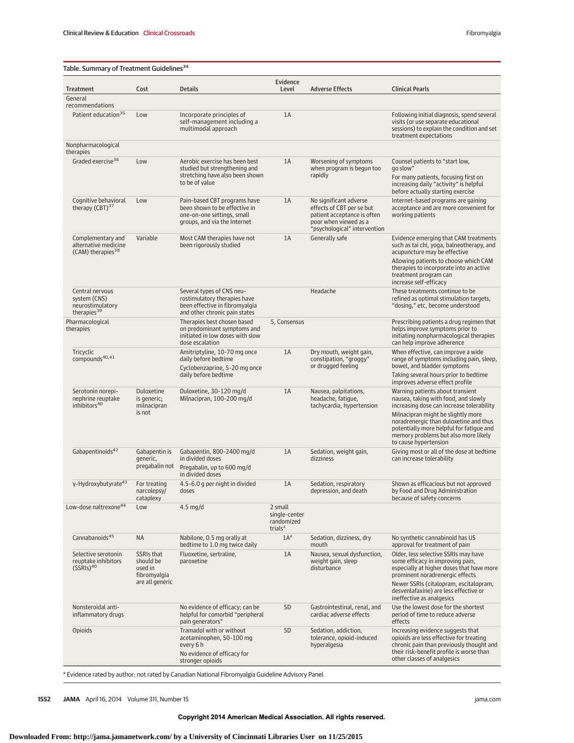Table. Summary of Treatment Guidelines[34]

| Treatment | Cost | Details | Evidence Level | Adverse Effects | Clinical Pearls |
|---|---|---|---|---|---|
| General recommendations | | | | | |
| Patient education[35] | Low | Incorporate principles of self-management including a multimodal approach | 1A | | Following initial diagnosis, spend several visits (or use separate educational sessions) to explain the condition and set treatment expectations |
| Nonpharmacological therapies | | | | | |
| Graded exercise[36] | Low | Aerobic exercise has been best studied but strengthening and stretching have also been shown to be of value | 1A | Worsening of symptoms when program is begun too rapidly | Counsel patients to "start low, go slow" For many patients, focusing first on increasing daily "activity" is helpful before actually starting exercise |
| Cognitive behavioral therapy (CBT)[37] | Low | Pain-based CBT programs have been shown to be effective in one-on-one settings, small groups, and via the Internet | 1A | No significant adverse effects of CBT per se but patient acceptance is often poor when viewed as a "psychological" intervention | Internet-based programs are gaining acceptance and are more convenient for working patients |
| Complementary and alternative medicine (CAM) therapies[38] | Variable | Most CAM therapies have not been rigorously studied | 1A | Generally safe | Evidence emerging that CAM treatments such as tai chi, yoga, balneotherapy, and acupuncture may be effective Allowing patients to choose which CAM therapies to incorporate into an active treatment program can increase self-efficacy |
| Central nervous system (CNS) neurostimulatory therapies[39] | | Several types of CNS neurostimulatory therapies have been effective in fibromyalgia and other chronic pain states | | Headache | These treatments continue to be refined as optimal stimulation targets, "dosing," etc, become understood |
| Pharmacological therapies | | Therapies best chosen based on predominant symptoms and initiated in low doses with slow dose escalation | 5, Consensus | | Prescribing patients a drug regimen that helps improve symptoms prior to initiating nonpharmacological therapies can help improve adherence |
| Tricyclic compounds[40,41] | | Amitriptyline, 10-70 mg once daily before bedtime Cyclobenzaprine, 5-20 mg once daily before bedtime | 1A | Dry mouth, weight gain, constipation, "groggy" or drugged feeling | When effective, can improve a wide range of symptoms including pain, sleep, bowel, and bladder symptoms Taking several hours prior to bedtime improves adverse effect profile |
| Serotonin norepinephrine reuptake inhibitors[40] | Duloxetine is generic; milnacipran is not | Duloxetine, 30-120 mg/d Milnacipran, 100-200 mg/d | 1A | Nausea, palpitations, headache, fatigue, tachycardia, hypertension | Warning patients about transient nausea, taking with food, and slowly increasing dose can increase tolerability Milnacipran might be slightly more noradrenergic than duloxetine and thus potentially more helpful for fatigue and memory problems but also more likely to cause hypertension |
| Gabapentinoids[42] | Gabapentin is generic, pregabalin not | Gabapentin, 800-2400 mg/d in divided doses Pregabalin, up to 600 mg/d in divided doses | 1A | Sedation, weight gain, dizziness | Giving most or all of the dose at bedtime can increase tolerability |
| γ-Hydroxybutyrate[43] | For treating narcolepsy/cataplexy | 4.5-6.0 g per night in divided doses | 1A | Sedation, respiratory depression, and death | Shown as efficacious but not approved by Food and Drug Administration because of safety concerns |
| Low-dose naltrexone[44] | Low | 4.5 mg/d | 2 small single-center randomized trials[a] | | |
| Cannabanoids[45] | NA | Nabilone, 0.5 mg orally at bedtime to 1.0 mg twice daily | 1A[a] | Sedation, dizziness, dry mouth | No synthetic cannabinoid has US approval for treatment of pain |
| Selective serotonin reuptake inhibitors (SSRIs)[40] | SSRIs that should be used in fibromyalgia are all generic | Fluoxetine, sertraline, paroxetine | 1A | Nausea, sexual dysfunction, weight gain, sleep disturbance | Older, less selective SSRIs may have some efficacy in improving pain, especially at higher doses that have more prominent noradrenergic effects Newer SSRIs (citalopram, escitalopram, desvenlafaxine) are less effective or ineffective as analgesics |
| Nonsteroidal anti-inflammatory drugs | | No evidence of efficacy; can be helpful for comorbid "peripheral pain generators" | 5D | Gastrointestinal, renal, and cardiac adverse effects | Use the lowest dose for the shortest period of time to reduce adverse effects |
| Opioids | | Tramadol with or without acetaminophen, 50-100 mg every 6 h No evidence of efficacy for stronger opioids | 5D | Sedation, addiction, tolerance, opioid-induced hyperalgesia | Increasing evidence suggests that opioids are less effective for treating chronic pain than previously thought and their risk-benefit profile is worse than other classes of analgesics |

[a] Evidence rated by author; not rated by Canadian National Fibromyalgia Guideline Advisory Panel.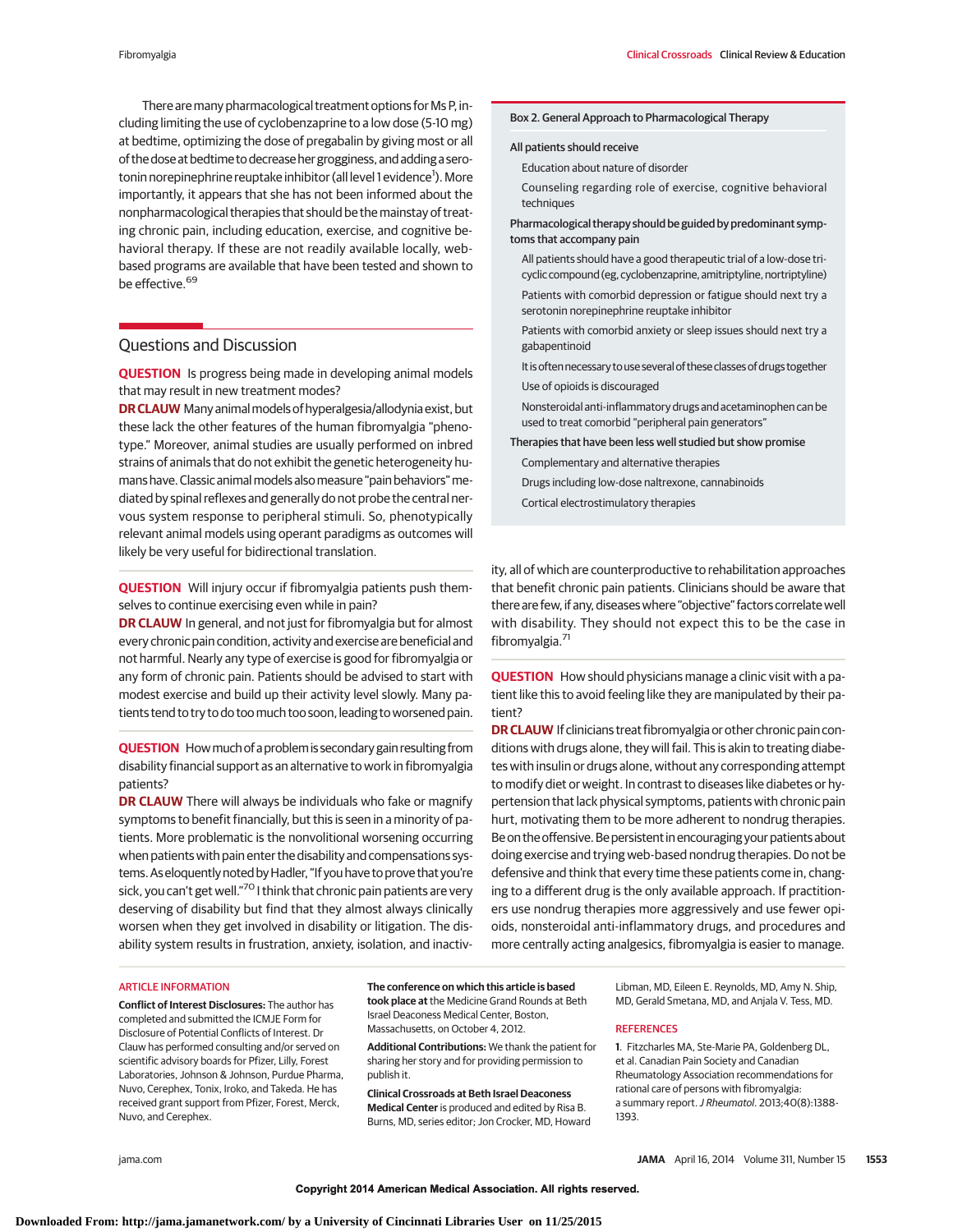There are many pharmacological treatment options for Ms P, including limiting the use of cyclobenzaprine to a low dose (5-10 mg) at bedtime, optimizing the dose of pregabalin by giving most or all of the dose at bedtime to decrease her grogginess, and adding a serotonin norepinephrine reuptake inhibitor (all level 1 evidence[1]). More importantly, it appears that she has not been informed about the nonpharmacological therapies that should be the mainstay of treating chronic pain, including education, exercise, and cognitive behavioral therapy. If these are not readily available locally, web-based programs are available that have been tested and shown to be effective.[69]

> **Box 2. General Approach to Pharmacological Therapy**
>
> **All patients should receive**
> - Education about nature of disorder
> - Counseling regarding role of exercise, cognitive behavioral techniques
>
> **Pharmacological therapy should be guided by predominant symptoms that accompany pain**
> - All patients should have a good therapeutic trial of a low-dose tricyclic compound (eg, cyclobenzaprine, amitriptyline, nortriptyline)
> - Patients with comorbid depression or fatigue should next try a serotonin norepinephrine reuptake inhibitor
> - Patients with comorbid anxiety or sleep issues should next try a gabapentinoid
> - It is often necessary to use several of these classes of drugs together
> - Use of opioids is discouraged
> - Nonsteroidal anti-inflammatory drugs and acetaminophen can be used to treat comorbid "peripheral pain generators"
>
> **Therapies that have been less well studied but show promise**
> - Complementary and alternative therapies
> - Drugs including low-dose naltrexone, cannabinoids
> - Cortical electrostimulatory therapies

## Questions and Discussion

**QUESTION** Is progress being made in developing animal models that may result in new treatment modes?

**DR CLAUW** Many animal models of hyperalgesia/allodynia exist, but these lack the other features of the human fibromyalgia "phenotype." Moreover, animal studies are usually performed on inbred strains of animals that do not exhibit the genetic heterogeneity humans have. Classic animal models also measure "pain behaviors" mediated by spinal reflexes and generally do not probe the central nervous system response to peripheral stimuli. So, phenotypically relevant animal models using operant paradigms as outcomes will likely be very useful for bidirectional translation.

**QUESTION** Will injury occur if fibromyalgia patients push themselves to continue exercising even while in pain?

**DR CLAUW** In general, and not just for fibromyalgia but for almost every chronic pain condition, activity and exercise are beneficial and not harmful. Nearly any type of exercise is good for fibromyalgia or any form of chronic pain. Patients should be advised to start with modest exercise and build up their activity level slowly. Many patients tend to try to do too much too soon, leading to worsened pain.

**QUESTION** How much of a problem is secondary gain resulting from disability financial support as an alternative to work in fibromyalgia patients?

**DR CLAUW** There will always be individuals who fake or magnify symptoms to benefit financially, but this is seen in a minority of patients. More problematic is the nonvolitional worsening occurring when patients with pain enter the disability and compensations systems. As eloquently noted by Hadler, "If you have to prove that you're sick, you can't get well."[70] I think that chronic pain patients are very deserving of disability but find that they almost always clinically worsen when they get involved in disability or litigation. The disability system results in frustration, anxiety, isolation, and inactivity, all of which are counterproductive to rehabilitation approaches that benefit chronic pain patients. Clinicians should be aware that there are few, if any, diseases where "objective" factors correlate well with disability. They should not expect this to be the case in fibromyalgia.[71]

**QUESTION** How should physicians manage a clinic visit with a patient like this to avoid feeling like they are manipulated by their patient?

**DR CLAUW** If clinicians treat fibromyalgia or other chronic pain conditions with drugs alone, they will fail. This is akin to treating diabetes with insulin or drugs alone, without any corresponding attempt to modify diet or weight. In contrast to diseases like diabetes or hypertension that lack physical symptoms, patients with chronic pain hurt, motivating them to be more adherent to nondrug therapies. Be on the offensive. Be persistent in encouraging your patients about doing exercise and trying web-based nondrug therapies. Do not be defensive and think that every time these patients come in, changing to a different drug is the only available approach. If practitioners use nondrug therapies more aggressively and use fewer opioids, nonsteroidal anti-inflammatory drugs, and procedures and more centrally acting analgesics, fibromyalgia is easier to manage.

### ARTICLE INFORMATION

**Conflict of Interest Disclosures:** The author has completed and submitted the ICMJE Form for Disclosure of Potential Conflicts of Interest. Dr Clauw has performed consulting and/or served on scientific advisory boards for Pfizer, Lilly, Forest Laboratories, Johnson & Johnson, Purdue Pharma, Nuvo, Cerephex, Tonix, Iroko, and Takeda. He has received grant support from Pfizer, Forest, Merck, Nuvo, and Cerephex.

**The conference on which this article is based took place at** the Medicine Grand Rounds at Beth Israel Deaconess Medical Center, Boston, Massachusetts, on October 4, 2012.

**Additional Contributions:** We thank the patient for sharing her story and for providing permission to publish it.

**Clinical Crossroads at Beth Israel Deaconess Medical Center** is produced and edited by Risa B. Burns, MD, series editor; Jon Crocker, MD, Howard Libman, MD, Eileen E. Reynolds, MD, Amy N. Ship, MD, Gerald Smetana, MD, and Anjala V. Tess, MD.

### REFERENCES

1. Fitzcharles MA, Ste-Marie PA, Goldenberg DL, et al. Canadian Pain Society and Canadian Rheumatology Association recommendations for rational care of persons with fibromyalgia: a summary report. *J Rheumatol*. 2013;40(8):1388-1393.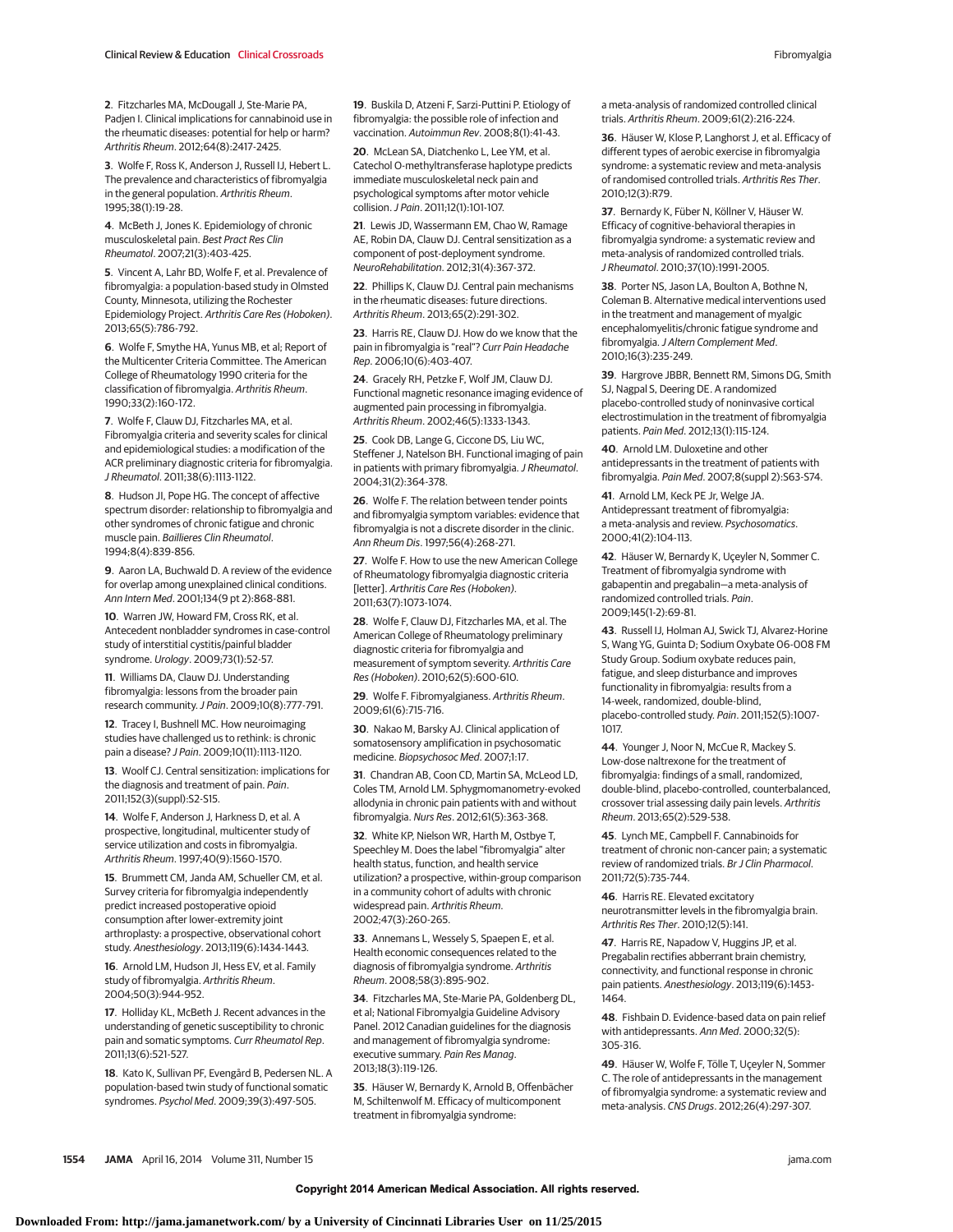2. Fitzcharles MA, McDougall J, Ste-Marie PA, Padjen I. Clinical implications for cannabinoid use in the rheumatic diseases: potential for help or harm? *Arthritis Rheum*. 2012;64(8):2417-2425.

3. Wolfe F, Ross K, Anderson J, Russell IJ, Hebert L. The prevalence and characteristics of fibromyalgia in the general population. *Arthritis Rheum*. 1995;38(1):19-28.

4. McBeth J, Jones K. Epidemiology of chronic musculoskeletal pain. *Best Pract Res Clin Rheumatol*. 2007;21(3):403-425.

5. Vincent A, Lahr BD, Wolfe F, et al. Prevalence of fibromyalgia: a population-based study in Olmsted County, Minnesota, utilizing the Rochester Epidemiology Project. *Arthritis Care Res (Hoboken)*. 2013;65(5):786-792.

6. Wolfe F, Smythe HA, Yunus MB, et al; Report of the Multicenter Criteria Committee. The American College of Rheumatology 1990 criteria for the classification of fibromyalgia. *Arthritis Rheum*. 1990;33(2):160-172.

7. Wolfe F, Clauw DJ, Fitzcharles MA, et al. Fibromyalgia criteria and severity scales for clinical and epidemiological studies: a modification of the ACR preliminary diagnostic criteria for fibromyalgia. *J Rheumatol*. 2011;38(6):1113-1122.

8. Hudson JI, Pope HG. The concept of affective spectrum disorder: relationship to fibromyalgia and other syndromes of chronic fatigue and chronic muscle pain. *Baillieres Clin Rheumatol*. 1994;8(4):839-856.

9. Aaron LA, Buchwald D. A review of the evidence for overlap among unexplained clinical conditions. *Ann Intern Med*. 2001;134(9 pt 2):868-881.

10. Warren JW, Howard FM, Cross RK, et al. Antecedent nonbladder syndromes in case-control study of interstitial cystitis/painful bladder syndrome. *Urology*. 2009;73(1):52-57.

11. Williams DA, Clauw DJ. Understanding fibromyalgia: lessons from the broader pain research community. *J Pain*. 2009;10(8):777-791.

12. Tracey I, Bushnell MC. How neuroimaging studies have challenged us to rethink: is chronic pain a disease? *J Pain*. 2009;10(11):1113-1120.

13. Woolf CJ. Central sensitization: implications for the diagnosis and treatment of pain. *Pain*. 2011;152(3)(suppl):S2-S15.

14. Wolfe F, Anderson J, Harkness D, et al. A prospective, longitudinal, multicenter study of service utilization and costs in fibromyalgia. *Arthritis Rheum*. 1997;40(9):1560-1570.

15. Brummett CM, Janda AM, Schueller CM, et al. Survey criteria for fibromyalgia independently predict increased postoperative opioid consumption after lower-extremity joint arthroplasty: a prospective, observational cohort study. *Anesthesiology*. 2013;119(6):1434-1443.

16. Arnold LM, Hudson JI, Hess EV, et al. Family study of fibromyalgia. *Arthritis Rheum*. 2004;50(3):944-952.

17. Holliday KL, McBeth J. Recent advances in the understanding of genetic susceptibility to chronic pain and somatic symptoms. *Curr Rheumatol Rep*. 2011;13(6):521-527.

18. Kato K, Sullivan PF, Evengård B, Pedersen NL. A population-based twin study of functional somatic syndromes. *Psychol Med*. 2009;39(3):497-505.

19. Buskila D, Atzeni F, Sarzi-Puttini P. Etiology of fibromyalgia: the possible role of infection and vaccination. *Autoimmun Rev*. 2008;8(1):41-43.

20. McLean SA, Diatchenko L, Lee YM, et al. Catechol O-methyltransferase haplotype predicts immediate musculoskeletal neck pain and psychological symptoms after motor vehicle collision. *J Pain*. 2011;12(1):101-107.

21. Lewis JD, Wassermann EM, Chao W, Ramage AE, Robin DA, Clauw DJ. Central sensitization as a component of post-deployment syndrome. *NeuroRehabilitation*. 2012;31(4):367-372.

22. Phillips K, Clauw DJ. Central pain mechanisms in the rheumatic diseases: future directions. *Arthritis Rheum*. 2013;65(2):291-302.

23. Harris RE, Clauw DJ. How do we know that the pain in fibromyalgia is "real"? *Curr Pain Headache Rep*. 2006;10(6):403-407.

24. Gracely RH, Petzke F, Wolf JM, Clauw DJ. Functional magnetic resonance imaging evidence of augmented pain processing in fibromyalgia. *Arthritis Rheum*. 2002;46(5):1333-1343.

25. Cook DB, Lange G, Ciccone DS, Liu WC, Steffener J, Natelson BH. Functional imaging of pain in patients with primary fibromyalgia. *J Rheumatol*. 2004;31(2):364-378.

26. Wolfe F. The relation between tender points and fibromyalgia symptom variables: evidence that fibromyalgia is not a discrete disorder in the clinic. *Ann Rheum Dis*. 1997;56(4):268-271.

27. Wolfe F. How to use the new American College of Rheumatology fibromyalgia diagnostic criteria [letter]. *Arthritis Care Res (Hoboken)*. 2011;63(7):1073-1074.

28. Wolfe F, Clauw DJ, Fitzcharles MA, et al. The American College of Rheumatology preliminary diagnostic criteria for fibromyalgia and measurement of symptom severity. *Arthritis Care Res (Hoboken)*. 2010;62(5):600-610.

29. Wolfe F. Fibromyalgianess. *Arthritis Rheum*. 2009;61(6):715-716.

30. Nakao M, Barsky AJ. Clinical application of somatosensory amplification in psychosomatic medicine. *Biopsychosoc Med*. 2007;1:17.

31. Chandran AB, Coon CD, Martin SA, McLeod LD, Coles TM, Arnold LM. Sphygmomanometry-evoked allodynia in chronic pain patients with and without fibromyalgia. *Nurs Res*. 2012;61(5):363-368.

32. White KP, Nielson WR, Harth M, Ostbye T, Speechley M. Does the label "fibromyalgia" alter health status, function, and health service utilization? a prospective, within-group comparison in a community cohort of adults with chronic widespread pain. *Arthritis Rheum*. 2002;47(3):260-265.

33. Annemans L, Wessely S, Spaepen E, et al. Health economic consequences related to the diagnosis of fibromyalgia syndrome. *Arthritis Rheum*. 2008;58(3):895-902.

34. Fitzcharles MA, Ste-Marie PA, Goldenberg DL, et al; National Fibromyalgia Guideline Advisory Panel. 2012 Canadian guidelines for the diagnosis and management of fibromyalgia syndrome: executive summary. *Pain Res Manag*. 2013;18(3):119-126.

35. Häuser W, Bernardy K, Arnold B, Offenbächer M, Schiltenwolf M. Efficacy of multicomponent treatment in fibromyalgia syndrome: a meta-analysis of randomized controlled clinical trials. *Arthritis Rheum*. 2009;61(2):216-224.

36. Häuser W, Klose P, Langhorst J, et al. Efficacy of different types of aerobic exercise in fibromyalgia syndrome: a systematic review and meta-analysis of randomised controlled trials. *Arthritis Res Ther*. 2010;12(3):R79.

37. Bernardy K, Füber N, Köllner V, Häuser W. Efficacy of cognitive-behavioral therapies in fibromyalgia syndrome: a systematic review and meta-analysis of randomized controlled trials. *J Rheumatol*. 2010;37(10):1991-2005.

38. Porter NS, Jason LA, Boulton A, Bothne N, Coleman B. Alternative medical interventions used in the treatment and management of myalgic encephalomyelitis/chronic fatigue syndrome and fibromyalgia. *J Altern Complement Med*. 2010;16(3):235-249.

39. Hargrove JBBR, Bennett RM, Simons DG, Smith SJ, Nagpal S, Deering DE. A randomized placebo-controlled study of noninvasive cortical electrostimulation in the treatment of fibromyalgia patients. *Pain Med*. 2012;13(1):115-124.

40. Arnold LM. Duloxetine and other antidepressants in the treatment of patients with fibromyalgia. *Pain Med*. 2007;8(suppl 2):S63-S74.

41. Arnold LM, Keck PE Jr, Welge JA. Antidepressant treatment of fibromyalgia: a meta-analysis and review. *Psychosomatics*. 2000;41(2):104-113.

42. Häuser W, Bernardy K, Uçeyler N, Sommer C. Treatment of fibromyalgia syndrome with gabapentin and pregabalin—a meta-analysis of randomized controlled trials. *Pain*. 2009;145(1-2):69-81.

43. Russell IJ, Holman AJ, Swick TJ, Alvarez-Horine S, Wang YG, Guinta D; Sodium Oxybate 06-008 FM Study Group. Sodium oxybate reduces pain, fatigue, and sleep disturbance and improves functionality in fibromyalgia: results from a 14-week, randomized, double-blind, placebo-controlled study. *Pain*. 2011;152(5):1007-1017.

44. Younger J, Noor N, McCue R, Mackey S. Low-dose naltrexone for the treatment of fibromyalgia: findings of a small, randomized, double-blind, placebo-controlled, counterbalanced, crossover trial assessing daily pain levels. *Arthritis Rheum*. 2013;65(2):529-538.

45. Lynch ME, Campbell F. Cannabinoids for treatment of chronic non-cancer pain; a systematic review of randomized trials. *Br J Clin Pharmacol*. 2011;72(5):735-744.

46. Harris RE. Elevated excitatory neurotransmitter levels in the fibromyalgia brain. *Arthritis Res Ther*. 2010;12(5):141.

47. Harris RE, Napadow V, Huggins JP, et al. Pregabalin rectifies abberrant brain chemistry, connectivity, and functional response in chronic pain patients. *Anesthesiology*. 2013;119(6):1453-1464.

48. Fishbain D. Evidence-based data on pain relief with antidepressants. *Ann Med*. 2000;32(5):305-316.

49. Häuser W, Wolfe F, Tölle T, Uçeyler N, Sommer C. The role of antidepressants in the management of fibromyalgia syndrome: a systematic review and meta-analysis. *CNS Drugs*. 2012;26(4):297-307.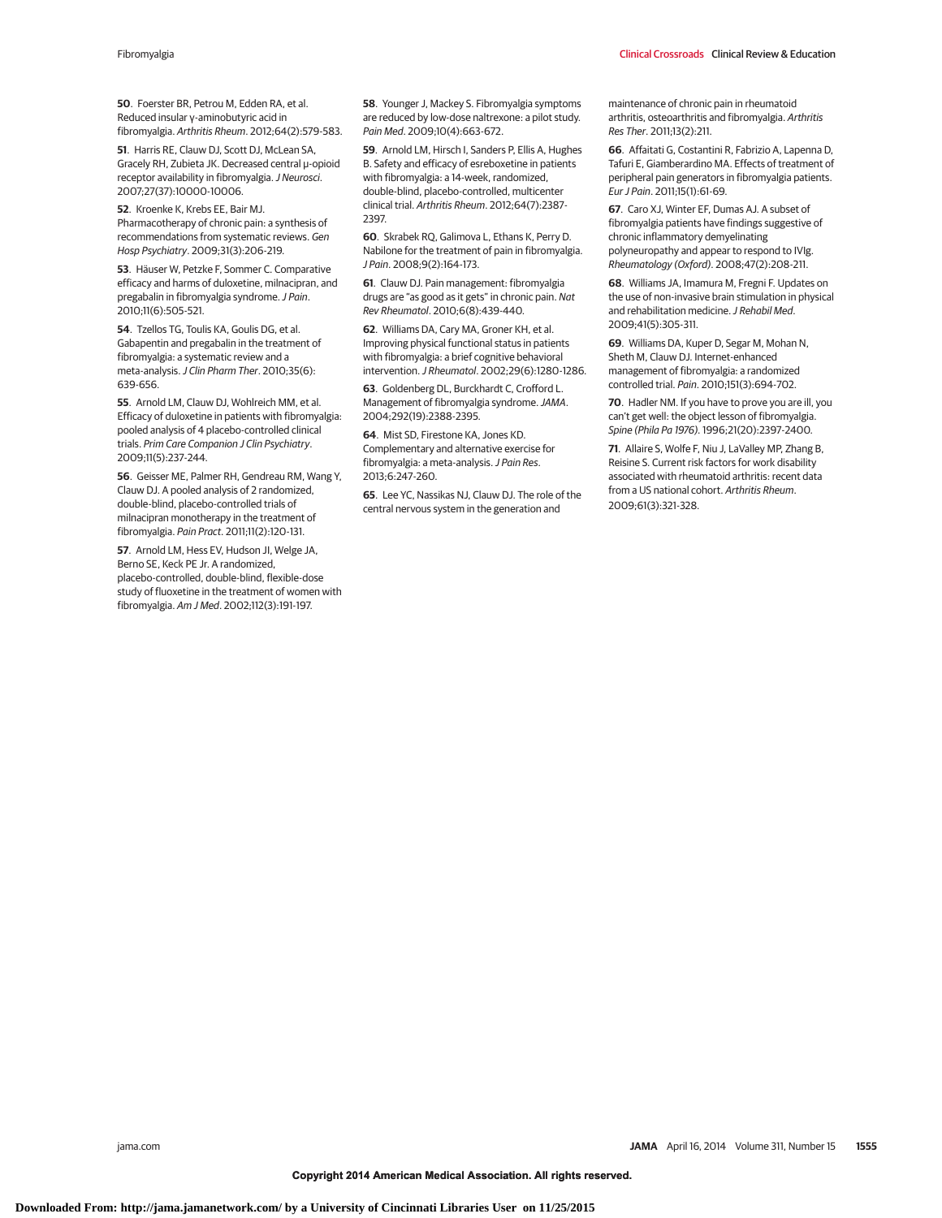50. Foerster BR, Petrou M, Edden RA, et al. Reduced insular γ-aminobutyric acid in fibromyalgia. *Arthritis Rheum*. 2012;64(2):579-583.

51. Harris RE, Clauw DJ, Scott DJ, McLean SA, Gracely RH, Zubieta JK. Decreased central μ-opioid receptor availability in fibromyalgia. *J Neurosci*. 2007;27(37):10000-10006.

52. Kroenke K, Krebs EE, Bair MJ. Pharmacotherapy of chronic pain: a synthesis of recommendations from systematic reviews. *Gen Hosp Psychiatry*. 2009;31(3):206-219.

53. Häuser W, Petzke F, Sommer C. Comparative efficacy and harms of duloxetine, milnacipran, and pregabalin in fibromyalgia syndrome. *J Pain*. 2010;11(6):505-521.

54. Tzellos TG, Toulis KA, Goulis DG, et al. Gabapentin and pregabalin in the treatment of fibromyalgia: a systematic review and a meta-analysis. *J Clin Pharm Ther*. 2010;35(6):639-656.

55. Arnold LM, Clauw DJ, Wohlreich MM, et al. Efficacy of duloxetine in patients with fibromyalgia: pooled analysis of 4 placebo-controlled clinical trials. *Prim Care Companion J Clin Psychiatry*. 2009;11(5):237-244.

56. Geisser ME, Palmer RH, Gendreau RM, Wang Y, Clauw DJ. A pooled analysis of 2 randomized, double-blind, placebo-controlled trials of milnacipran monotherapy in the treatment of fibromyalgia. *Pain Pract*. 2011;11(2):120-131.

57. Arnold LM, Hess EV, Hudson JI, Welge JA, Berno SE, Keck PE Jr. A randomized, placebo-controlled, double-blind, flexible-dose study of fluoxetine in the treatment of women with fibromyalgia. *Am J Med*. 2002;112(3):191-197.

58. Younger J, Mackey S. Fibromyalgia symptoms are reduced by low-dose naltrexone: a pilot study. *Pain Med*. 2009;10(4):663-672.

59. Arnold LM, Hirsch I, Sanders P, Ellis A, Hughes B. Safety and efficacy of esreboxetine in patients with fibromyalgia: a 14-week, randomized, double-blind, placebo-controlled, multicenter clinical trial. *Arthritis Rheum*. 2012;64(7):2387-2397.

60. Skrabek RQ, Galimova L, Ethans K, Perry D. Nabilone for the treatment of pain in fibromyalgia. *J Pain*. 2008;9(2):164-173.

61. Clauw DJ. Pain management: fibromyalgia drugs are "as good as it gets" in chronic pain. *Nat Rev Rheumatol*. 2010;6(8):439-440.

62. Williams DA, Cary MA, Groner KH, et al. Improving physical functional status in patients with fibromyalgia: a brief cognitive behavioral intervention. *J Rheumatol*. 2002;29(6):1280-1286.

63. Goldenberg DL, Burckhardt C, Crofford L. Management of fibromyalgia syndrome. *JAMA*. 2004;292(19):2388-2395.

64. Mist SD, Firestone KA, Jones KD. Complementary and alternative exercise for fibromyalgia: a meta-analysis. *J Pain Res*. 2013;6:247-260.

65. Lee YC, Nassikas NJ, Clauw DJ. The role of the central nervous system in the generation and maintenance of chronic pain in rheumatoid arthritis, osteoarthritis and fibromyalgia. *Arthritis Res Ther*. 2011;13(2):211.

66. Affaitati G, Costantini R, Fabrizio A, Lapenna D, Tafuri E, Giamberardino MA. Effects of treatment of peripheral pain generators in fibromyalgia patients. *Eur J Pain*. 2011;15(1):61-69.

67. Caro XJ, Winter EF, Dumas AJ. A subset of fibromyalgia patients have findings suggestive of chronic inflammatory demyelinating polyneuropathy and appear to respond to IVIg. *Rheumatology (Oxford)*. 2008;47(2):208-211.

68. Williams JA, Imamura M, Fregni F. Updates on the use of non-invasive brain stimulation in physical and rehabilitation medicine. *J Rehabil Med*. 2009;41(5):305-311.

69. Williams DA, Kuper D, Segar M, Mohan N, Sheth M, Clauw DJ. Internet-enhanced management of fibromyalgia: a randomized controlled trial. *Pain*. 2010;151(3):694-702.

70. Hadler NM. If you have to prove you are ill, you can't get well: the object lesson of fibromyalgia. *Spine (Phila Pa 1976)*. 1996;21(20):2397-2400.

71. Allaire S, Wolfe F, Niu J, LaValley MP, Zhang B, Reisine S. Current risk factors for work disability associated with rheumatoid arthritis: recent data from a US national cohort. *Arthritis Rheum*. 2009;61(3):321-328.